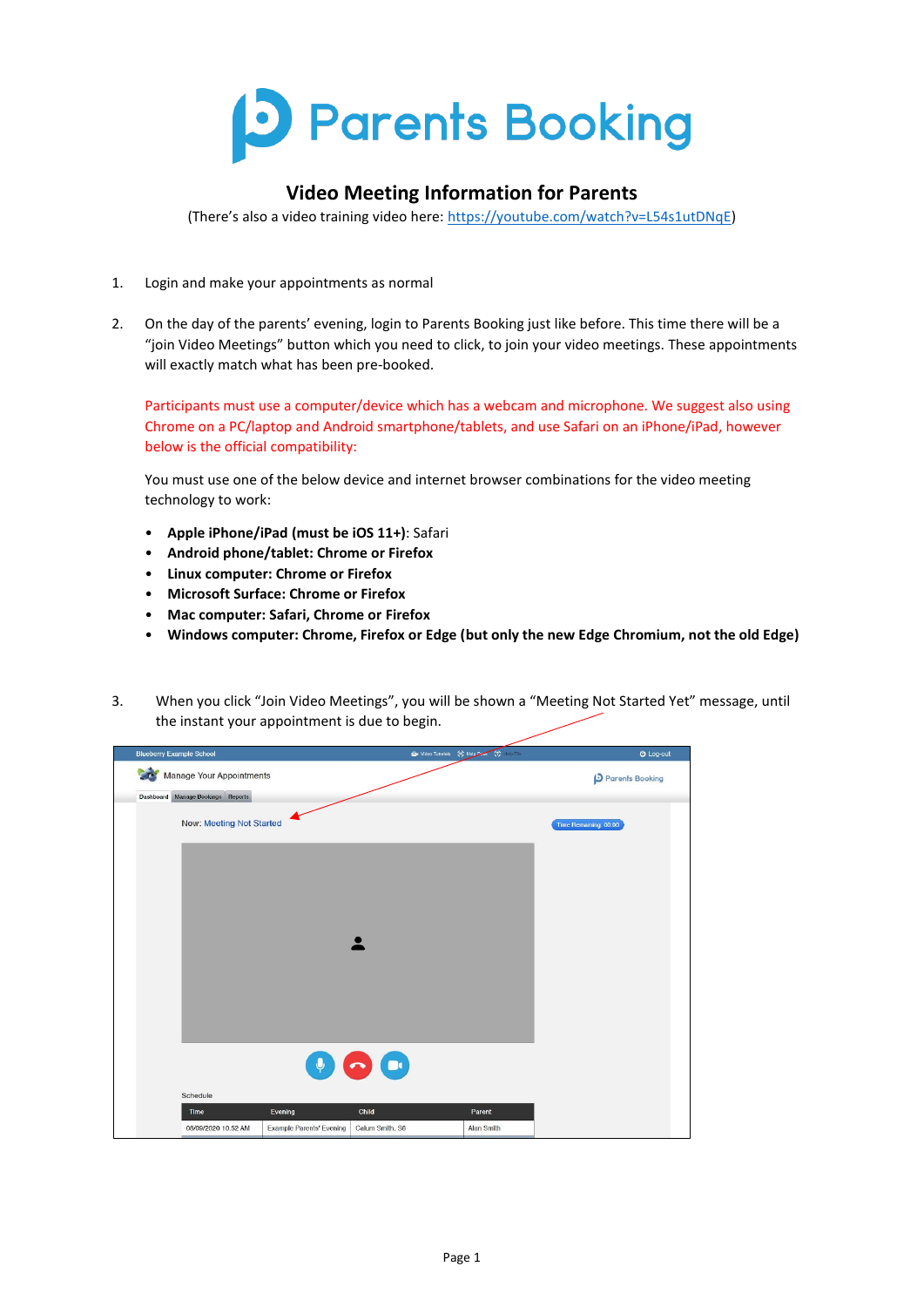# Parents Booking

## Video Meeting Information for Parents

(There's also a video training video here: [https://youtube.com/watch?v=L54s1utDNqE](https://youtube.com/watch?v=L54s1utDNqE))

1. Login and make your appointments as normal

2. On the day of the parents' evening, login to Parents Booking just like before. This time there will be a "join Video Meetings" button which you need to click, to join your video meetings. These appointments will exactly match what has been pre-booked.

   Participants must use a computer/device which has a webcam and microphone. We suggest also using Chrome on a PC/laptop and Android smartphone/tablets, and use Safari on an iPhone/iPad, however below is the official compatibility:

   You must use one of the below device and internet browser combinations for the video meeting technology to work:

   - **Apple iPhone/iPad (must be iOS 11+)**: Safari
   - **Android phone/tablet: Chrome or Firefox**
   - **Linux computer: Chrome or Firefox**
   - **Microsoft Surface: Chrome or Firefox**
   - **Mac computer: Safari, Chrome or Firefox**
   - **Windows computer: Chrome, Firefox or Edge (but only the new Edge Chromium, not the old Edge)**

3. When you click "Join Video Meetings", you will be shown a "Meeting Not Started Yet" message, until the instant your appointment is due to begin.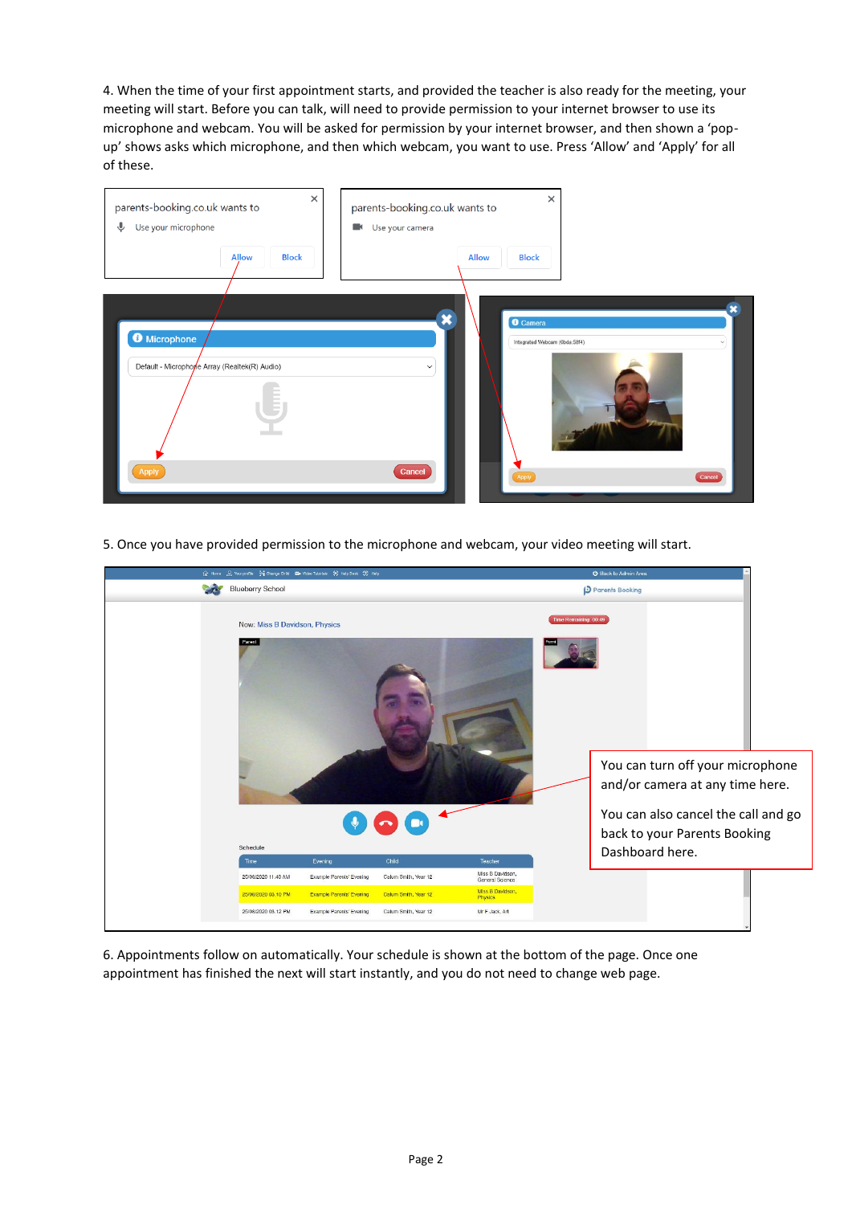4. When the time of your first appointment starts, and provided the teacher is also ready for the meeting, your meeting will start. Before you can talk, will need to provide permission to your internet browser to use its microphone and webcam. You will be asked for permission by your internet browser, and then shown a 'pop-up' shows asks which microphone, and then which webcam, you want to use. Press 'Allow' and 'Apply' for all of these.

5. Once you have provided permission to the microphone and webcam, your video meeting will start.

You can turn off your microphone and/or camera at any time here.

You can also cancel the call and go back to your Parents Booking Dashboard here.

6. Appointments follow on automatically. Your schedule is shown at the bottom of the page. Once one appointment has finished the next will start instantly, and you do not need to change web page.